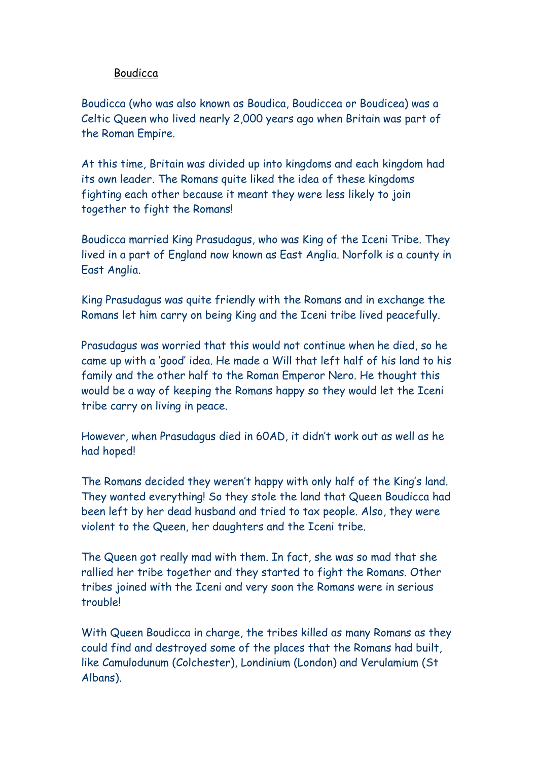# Boudicca

Boudicca (who was also known as Boudica, Boudiccea or Boudicea) was a Celtic Queen who lived nearly 2,000 years ago when Britain was part of the Roman Empire.

At this time, Britain was divided up into kingdoms and each kingdom had its own leader. The Romans quite liked the idea of these kingdoms fighting each other because it meant they were less likely to join together to fight the Romans!

Boudicca married King Prasudagus, who was King of the Iceni Tribe. They lived in a part of England now known as East Anglia. Norfolk is a county in East Anglia.

King Prasudagus was quite friendly with the Romans and in exchange the Romans let him carry on being King and the Iceni tribe lived peacefully.

Prasudagus was worried that this would not continue when he died, so he came up with a 'good' idea. He made a Will that left half of his land to his family and the other half to the Roman Emperor Nero. He thought this would be a way of keeping the Romans happy so they would let the Iceni tribe carry on living in peace.

However, when Prasudagus died in 60AD, it didn't work out as well as he had hoped!

The Romans decided they weren't happy with only half of the King's land. They wanted everything! So they stole the land that Queen Boudicca had been left by her dead husband and tried to tax people. Also, they were violent to the Queen, her daughters and the Iceni tribe.

The Queen got really mad with them. In fact, she was so mad that she rallied her tribe together and they started to fight the Romans. Other tribes joined with the Iceni and very soon the Romans were in serious trouble!

With Queen Boudicca in charge, the tribes killed as many Romans as they could find and destroyed some of the places that the Romans had built, like Camulodunum (Colchester), Londinium (London) and Verulamium (St Albans).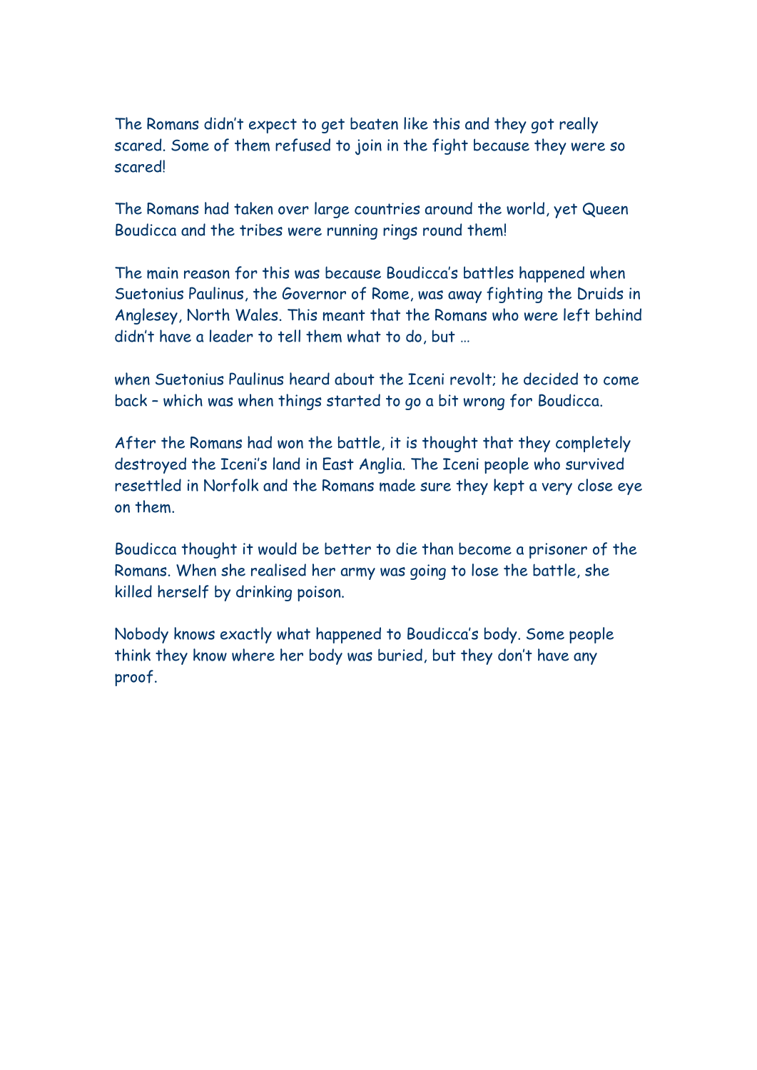The Romans didn't expect to get beaten like this and they got really scared. Some of them refused to join in the fight because they were so scared!

The Romans had taken over large countries around the world, yet Queen Boudicca and the tribes were running rings round them!

The main reason for this was because Boudicca's battles happened when Suetonius Paulinus, the Governor of Rome, was away fighting the Druids in Anglesey, North Wales. This meant that the Romans who were left behind didn't have a leader to tell them what to do, but …

when Suetonius Paulinus heard about the Iceni revolt; he decided to come back – which was when things started to go a bit wrong for Boudicca.

After the Romans had won the battle, it is thought that they completely destroyed the Iceni's land in East Anglia. The Iceni people who survived resettled in Norfolk and the Romans made sure they kept a very close eye on them.

Boudicca thought it would be better to die than become a prisoner of the Romans. When she realised her army was going to lose the battle, she killed herself by drinking poison.

Nobody knows exactly what happened to Boudicca's body. Some people think they know where her body was buried, but they don't have any proof.